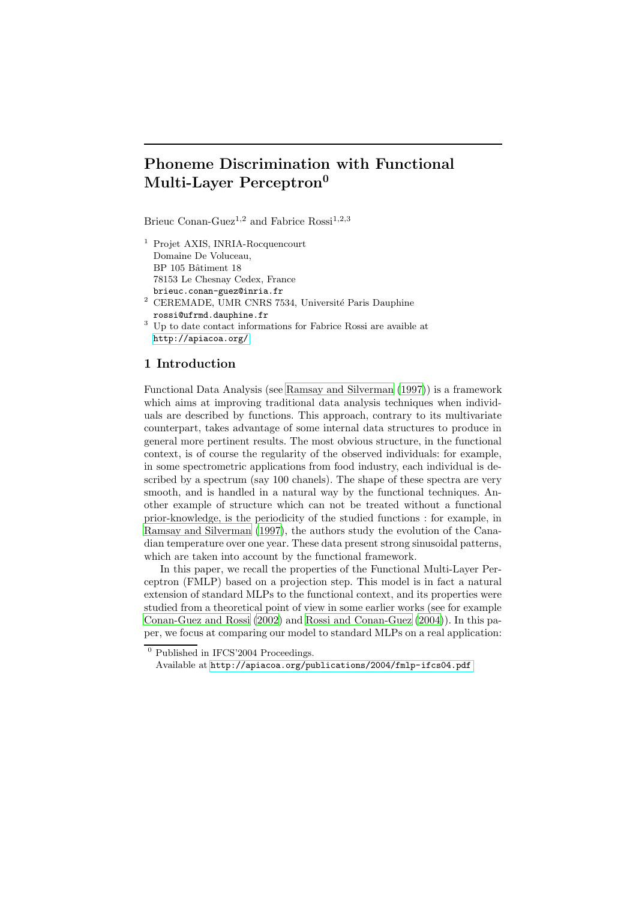# Phoneme Discrimination with Functional Multi-Layer Perceptron[0]

Brieuc Conan-Guez[1,2] and Fabrice Rossi[1,2,3]

[1] Projet AXIS, INRIA-Rocquencourt
Domaine De Voluceau,
BP 105 Bâtiment 18
78153 Le Chesnay Cedex, France
brieuc.conan-guez@inria.fr

[2] CEREMADE, UMR CNRS 7534, Université Paris Dauphine
rossi@ufrmd.dauphine.fr

[3] Up to date contact informations for Fabrice Rossi are avaible at
http://apiacoa.org/

## 1 Introduction

Functional Data Analysis (see Ramsay and Silverman (1997)) is a framework which aims at improving traditional data analysis techniques when individuals are described by functions. This approach, contrary to its multivariate counterpart, takes advantage of some internal data structures to produce in general more pertinent results. The most obvious structure, in the functional context, is of course the regularity of the observed individuals: for example, in some spectrometric applications from food industry, each individual is described by a spectrum (say 100 chanels). The shape of these spectra are very smooth, and is handled in a natural way by the functional techniques. Another example of structure which can not be treated without a functional prior-knowledge, is the periodicity of the studied functions : for example, in Ramsay and Silverman (1997), the authors study the evolution of the Canadian temperature over one year. These data present strong sinusoidal patterns, which are taken into account by the functional framework.

In this paper, we recall the properties of the Functional Multi-Layer Perceptron (FMLP) based on a projection step. This model is in fact a natural extension of standard MLPs to the functional context, and its properties were studied from a theoretical point of view in some earlier works (see for example Conan-Guez and Rossi (2002) and Rossi and Conan-Guez (2004)). In this paper, we focus at comparing our model to standard MLPs on a real application:

[0] Published in IFCS'2004 Proceedings.
Available at http://apiacoa.org/publications/2004/fmlp-ifcs04.pdf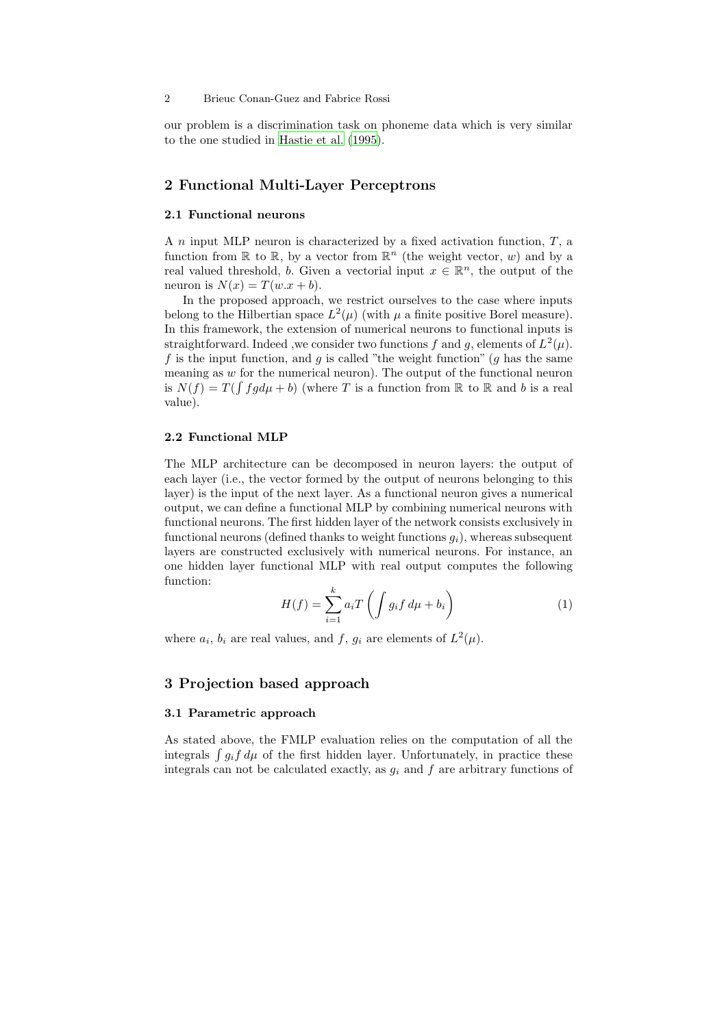our problem is a discrimination task on phoneme data which is very similar to the one studied in Hastie et al. (1995).

## 2 Functional Multi-Layer Perceptrons

### 2.1 Functional neurons

A $n$ input MLP neuron is characterized by a fixed activation function, $T$, a function from $\mathbb{R}$ to $\mathbb{R}$, by a vector from $\mathbb{R}^n$ (the weight vector, $w$) and by a real valued threshold, $b$. Given a vectorial input $x \in \mathbb{R}^n$, the output of the neuron is $N(x) = T(w.x + b)$.

In the proposed approach, we restrict ourselves to the case where inputs belong to the Hilbertian space $L^2(\mu)$ (with $\mu$ a finite positive Borel measure). In this framework, the extension of numerical neurons to functional inputs is straightforward. Indeed ,we consider two functions $f$ and $g$, elements of $L^2(\mu)$. $f$ is the input function, and $g$ is called "the weight function" ($g$ has the same meaning as $w$ for the numerical neuron). The output of the functional neuron is $N(f) = T(\int fg d\mu + b)$ (where $T$ is a function from $\mathbb{R}$ to $\mathbb{R}$ and $b$ is a real value).

### 2.2 Functional MLP

The MLP architecture can be decomposed in neuron layers: the output of each layer (i.e., the vector formed by the output of neurons belonging to this layer) is the input of the next layer. As a functional neuron gives a numerical output, we can define a functional MLP by combining numerical neurons with functional neurons. The first hidden layer of the network consists exclusively in functional neurons (defined thanks to weight functions $g_i$), whereas subsequent layers are constructed exclusively with numerical neurons. For instance, an one hidden layer functional MLP with real output computes the following function:

$$H(f) = \sum_{i=1}^{k} a_i T\left(\int g_i f \, d\mu + b_i\right) \tag{1}$$

where $a_i$, $b_i$ are real values, and $f$, $g_i$ are elements of $L^2(\mu)$.

## 3 Projection based approach

### 3.1 Parametric approach

As stated above, the FMLP evaluation relies on the computation of all the integrals $\int g_i f \, d\mu$ of the first hidden layer. Unfortunately, in practice these integrals can not be calculated exactly, as $g_i$ and $f$ are arbitrary functions of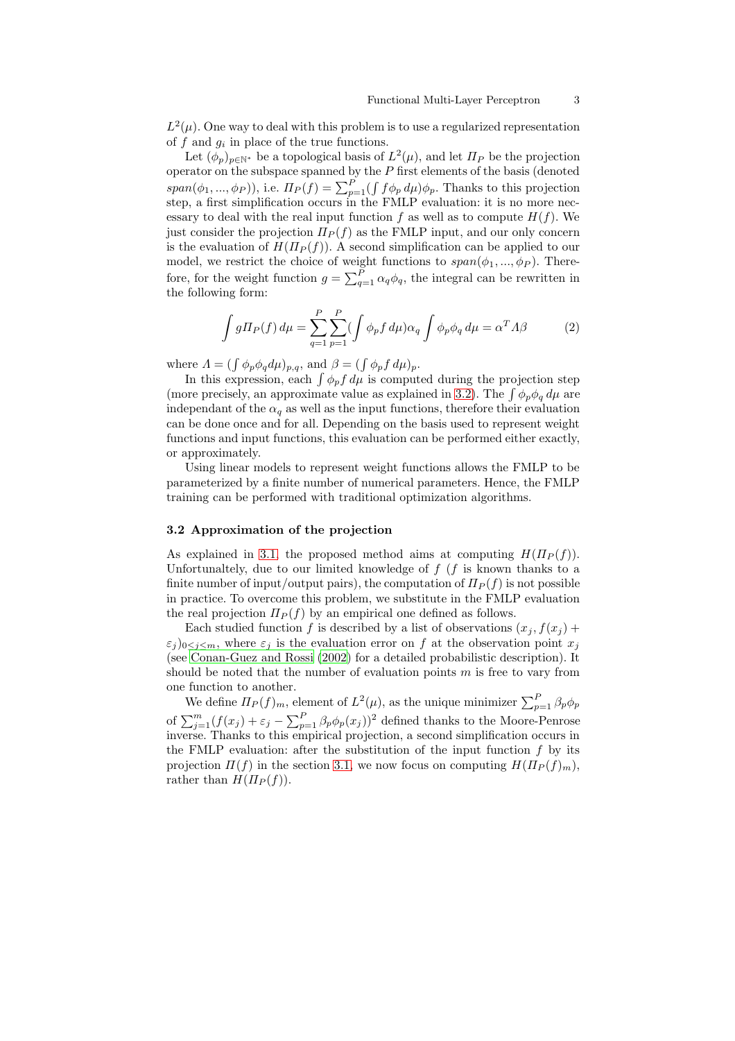$L^2(\mu)$. One way to deal with this problem is to use a regularized representation of $f$ and $g_i$ in place of the true functions.

Let $(\phi_p)_{p\in\mathbb{N}^*}$ be a topological basis of $L^2(\mu)$, and let $\Pi_P$ be the projection operator on the subspace spanned by the $P$ first elements of the basis (denoted $span(\phi_1, ..., \phi_P)$), i.e. $\Pi_P(f) = \sum_{p=1}^{P}(\int f\phi_p\, d\mu)\phi_p$. Thanks to this projection step, a first simplification occurs in the FMLP evaluation: it is no more necessary to deal with the real input function $f$ as well as to compute $H(f)$. We just consider the projection $\Pi_P(f)$ as the FMLP input, and our only concern is the evaluation of $H(\Pi_P(f))$. A second simplification can be applied to our model, we restrict the choice of weight functions to $span(\phi_1, ..., \phi_P)$. Therefore, for the weight function $g = \sum_{q=1}^{P}\alpha_q\phi_q$, the integral can be rewritten in the following form:

$$\int g\Pi_P(f)\, d\mu = \sum_{q=1}^{P}\sum_{p=1}^{P}(\int \phi_p f\, d\mu)\alpha_q \int \phi_p\phi_q\, d\mu = \alpha^T\Lambda\beta \qquad (2)$$

where $\Lambda = (\int \phi_p\phi_q d\mu)_{p,q}$, and $\beta = (\int \phi_p f\, d\mu)_p$.

In this expression, each $\int \phi_p f\, d\mu$ is computed during the projection step (more precisely, an approximate value as explained in 3.2). The $\int \phi_p\phi_q\, d\mu$ are independant of the $\alpha_q$ as well as the input functions, therefore their evaluation can be done once and for all. Depending on the basis used to represent weight functions and input functions, this evaluation can be performed either exactly, or approximately.

Using linear models to represent weight functions allows the FMLP to be parameterized by a finite number of numerical parameters. Hence, the FMLP training can be performed with traditional optimization algorithms.

### 3.2 Approximation of the projection

As explained in 3.1, the proposed method aims at computing $H(\Pi_P(f))$. Unfortunaltely, due to our limited knowledge of $f$ ($f$ is known thanks to a finite number of input/output pairs), the computation of $\Pi_P(f)$ is not possible in practice. To overcome this problem, we substitute in the FMLP evaluation the real projection $\Pi_P(f)$ by an empirical one defined as follows.

Each studied function $f$ is described by a list of observations $(x_j, f(x_j) + \varepsilon_j)_{0\leq j\leq m}$, where $\varepsilon_j$ is the evaluation error on $f$ at the observation point $x_j$ (see Conan-Guez and Rossi (2002) for a detailed probabilistic description). It should be noted that the number of evaluation points $m$ is free to vary from one function to another.

We define $\Pi_P(f)_m$, element of $L^2(\mu)$, as the unique minimizer $\sum_{p=1}^{P}\beta_p\phi_p$ of $\sum_{j=1}^{m}(f(x_j) + \varepsilon_j - \sum_{p=1}^{P}\beta_p\phi_p(x_j))^2$ defined thanks to the Moore-Penrose inverse. Thanks to this empirical projection, a second simplification occurs in the FMLP evaluation: after the substitution of the input function $f$ by its projection $\Pi(f)$ in the section 3.1, we now focus on computing $H(\Pi_P(f)_m)$, rather than $H(\Pi_P(f))$.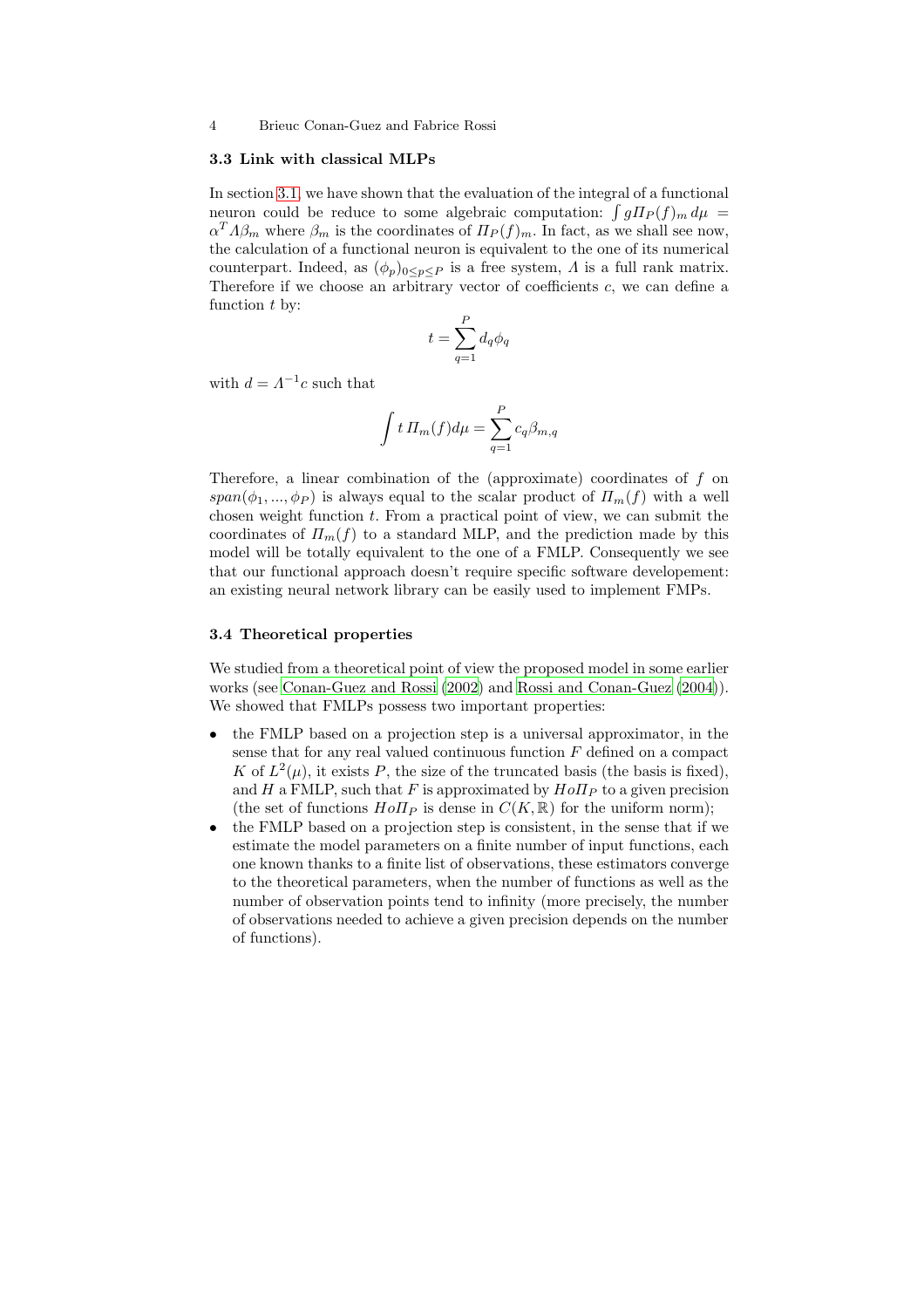### 3.3 Link with classical MLPs

In section 3.1 we have shown that the evaluation of the integral of a functional neuron could be reduce to some algebraic computation: $\int g\Pi_P(f)_m \, d\mu = \alpha^T \Lambda \beta_m$ where $\beta_m$ is the coordinates of $\Pi_P(f)_m$. In fact, as we shall see now, the calculation of a functional neuron is equivalent to the one of its numerical counterpart. Indeed, as $(\phi_p)_{0 \leq p \leq P}$ is a free system, $\Lambda$ is a full rank matrix. Therefore if we choose an arbitrary vector of coefficients $c$, we can define a function $t$ by:

$$t = \sum_{q=1}^{P} d_q \phi_q$$

with $d = \Lambda^{-1} c$ such that

$$\int t \, \Pi_m(f) d\mu = \sum_{q=1}^{P} c_q \beta_{m,q}$$

Therefore, a linear combination of the (approximate) coordinates of $f$ on $span(\phi_1, ..., \phi_P)$ is always equal to the scalar product of $\Pi_m(f)$ with a well chosen weight function $t$. From a practical point of view, we can submit the coordinates of $\Pi_m(f)$ to a standard MLP, and the prediction made by this model will be totally equivalent to the one of a FMLP. Consequently we see that our functional approach doesn't require specific software developement: an existing neural network library can be easily used to implement FMPs.

### 3.4 Theoretical properties

We studied from a theoretical point of view the proposed model in some earlier works (see Conan-Guez and Rossi (2002) and Rossi and Conan-Guez (2004)). We showed that FMLPs possess two important properties:

- the FMLP based on a projection step is a universal approximator, in the sense that for any real valued continuous function $F$ defined on a compact $K$ of $L^2(\mu)$, it exists $P$, the size of the truncated basis (the basis is fixed), and $H$ a FMLP, such that $F$ is approximated by $H o \Pi_P$ to a given precision (the set of functions $H o \Pi_P$ is dense in $C(K, \mathbb{R})$ for the uniform norm);
- the FMLP based on a projection step is consistent, in the sense that if we estimate the model parameters on a finite number of input functions, each one known thanks to a finite list of observations, these estimators converge to the theoretical parameters, when the number of functions as well as the number of observation points tend to infinity (more precisely, the number of observations needed to achieve a given precision depends on the number of functions).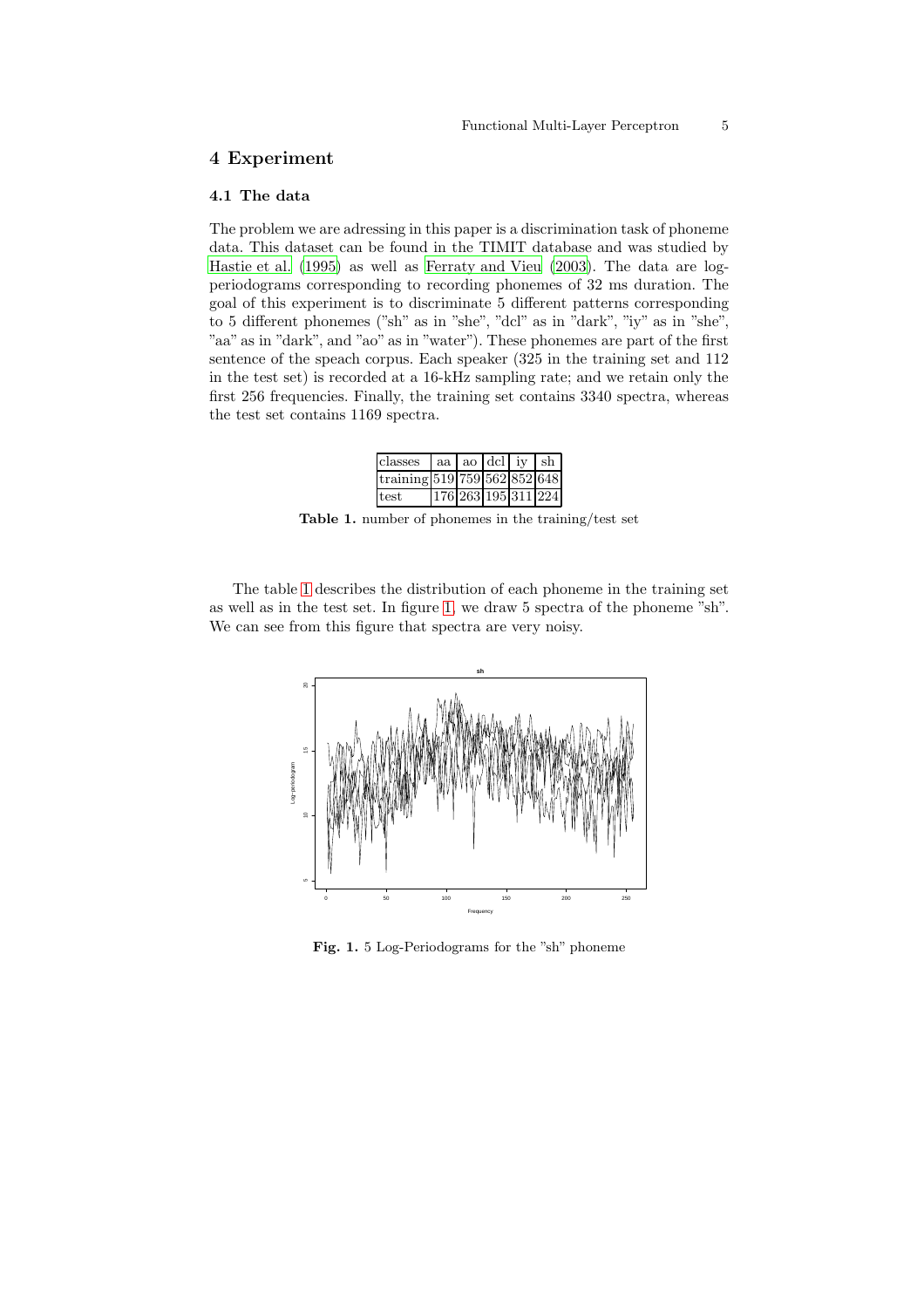## 4 Experiment

### 4.1 The data

The problem we are adressing in this paper is a discrimination task of phoneme data. This dataset can be found in the TIMIT database and was studied by Hastie et al. (1995) as well as Ferraty and Vieu (2003). The data are log-periodograms corresponding to recording phonemes of 32 ms duration. The goal of this experiment is to discriminate 5 different patterns corresponding to 5 different phonemes ("sh" as in "she", "dcl" as in "dark", "iy" as in "she", "aa" as in "dark", and "ao" as in "water"). These phonemes are part of the first sentence of the speach corpus. Each speaker (325 in the training set and 112 in the test set) is recorded at a 16-kHz sampling rate; and we retain only the first 256 frequencies. Finally, the training set contains 3340 spectra, whereas the test set contains 1169 spectra.

| classes | aa | ao | dcl | iy | sh |
|---|---|---|---|---|---|
| training | 519 | 759 | 562 | 852 | 648 |
| test | 176 | 263 | 195 | 311 | 224 |

**Table 1.** number of phonemes in the training/test set

The table 1 describes the distribution of each phoneme in the training set as well as in the test set. In figure 1, we draw 5 spectra of the phoneme "sh". We can see from this figure that spectra are very noisy.

sh

Log-periodogram

5
10
15
20

0
50
100
150
200
250

Frequency

**Fig. 1.** 5 Log-Periodograms for the "sh" phoneme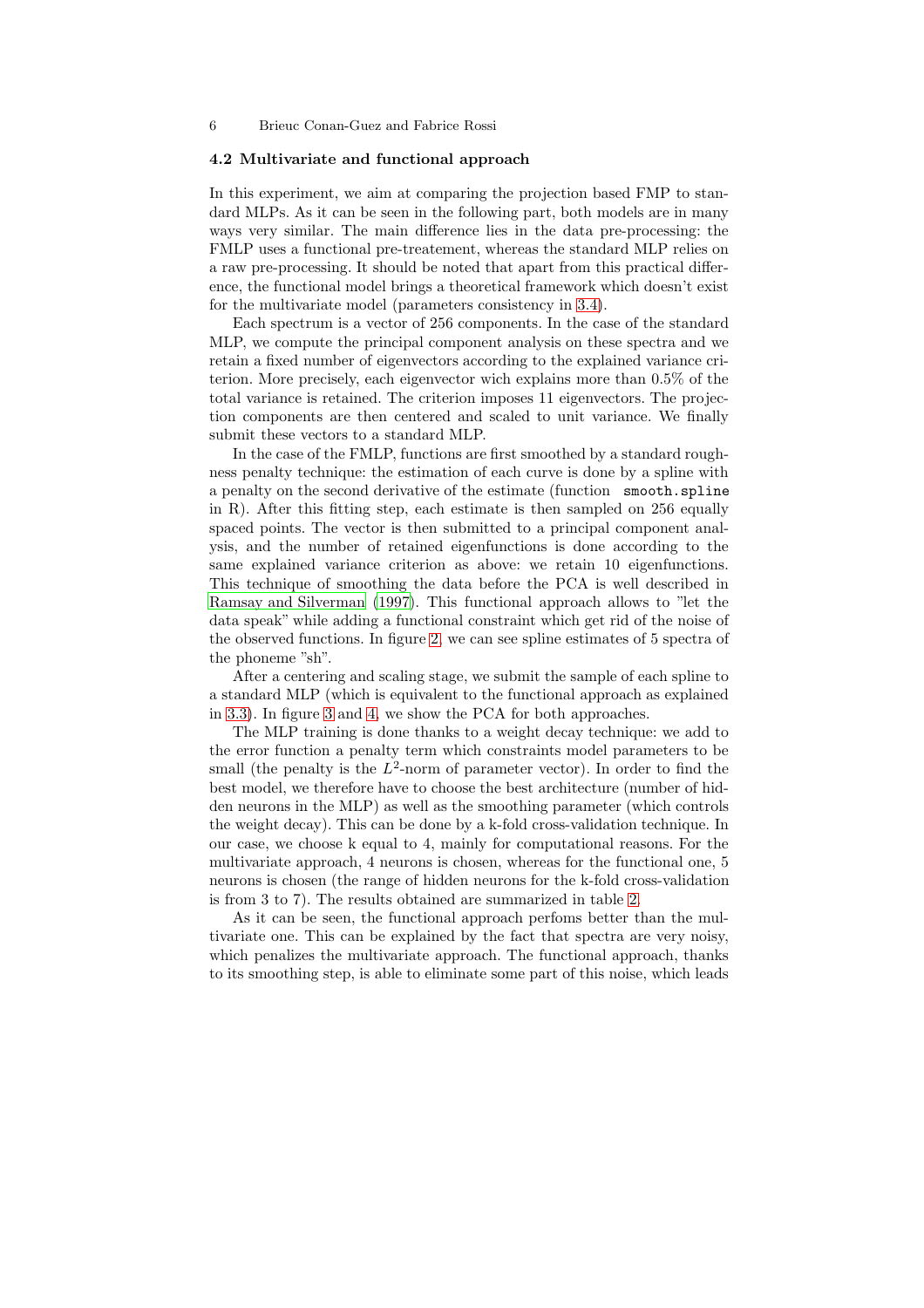### 4.2 Multivariate and functional approach

In this experiment, we aim at comparing the projection based FMP to standard MLPs. As it can be seen in the following part, both models are in many ways very similar. The main difference lies in the data pre-processing: the FMLP uses a functional pre-treatement, whereas the standard MLP relies on a raw pre-processing. It should be noted that apart from this practical difference, the functional model brings a theoretical framework which doesn't exist for the multivariate model (parameters consistency in 3.4).

Each spectrum is a vector of 256 components. In the case of the standard MLP, we compute the principal component analysis on these spectra and we retain a fixed number of eigenvectors according to the explained variance criterion. More precisely, each eigenvector wich explains more than 0.5% of the total variance is retained. The criterion imposes 11 eigenvectors. The projection components are then centered and scaled to unit variance. We finally submit these vectors to a standard MLP.

In the case of the FMLP, functions are first smoothed by a standard roughness penalty technique: the estimation of each curve is done by a spline with a penalty on the second derivative of the estimate (function `smooth.spline` in R). After this fitting step, each estimate is then sampled on 256 equally spaced points. The vector is then submitted to a principal component analysis, and the number of retained eigenfunctions is done according to the same explained variance criterion as above: we retain 10 eigenfunctions. This technique of smoothing the data before the PCA is well described in Ramsay and Silverman (1997). This functional approach allows to "let the data speak" while adding a functional constraint which get rid of the noise of the observed functions. In figure 2, we can see spline estimates of 5 spectra of the phoneme "sh".

After a centering and scaling stage, we submit the sample of each spline to a standard MLP (which is equivalent to the functional approach as explained in 3.3). In figure 3 and 4, we show the PCA for both approaches.

The MLP training is done thanks to a weight decay technique: we add to the error function a penalty term which constraints model parameters to be small (the penalty is the $L^2$-norm of parameter vector). In order to find the best model, we therefore have to choose the best architecture (number of hidden neurons in the MLP) as well as the smoothing parameter (which controls the weight decay). This can be done by a k-fold cross-validation technique. In our case, we choose k equal to 4, mainly for computational reasons. For the multivariate approach, 4 neurons is chosen, whereas for the functional one, 5 neurons is chosen (the range of hidden neurons for the k-fold cross-validation is from 3 to 7). The results obtained are summarized in table 2.

As it can be seen, the functional approach perfoms better than the multivariate one. This can be explained by the fact that spectra are very noisy, which penalizes the multivariate approach. The functional approach, thanks to its smoothing step, is able to eliminate some part of this noise, which leads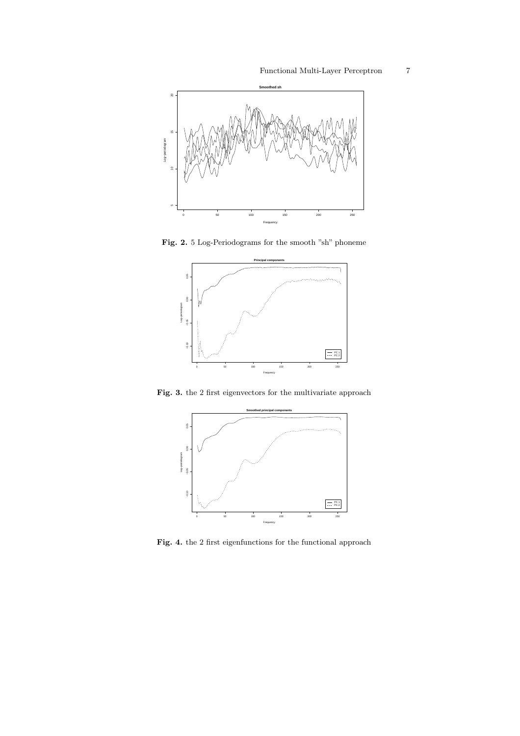Smoothed sh

Log-periodogram

Frequency

5 10 15 20

0 50 100 150 200 250

**Fig. 2.** 5 Log-Periodograms for the smooth "sh" phoneme

Principal components

Log-periodogram

Frequency

-0.10 -0.05 0.00 0.05

0 50 100 150 200 250

PC 1
PC 2

**Fig. 3.** the 2 first eigenvectors for the multivariate approach

Smoothed principal components

Log-periodogram

Frequency

-0.10 -0.05 0.00 0.05

0 50 100 150 200 250

PC 1
PC 2

**Fig. 4.** the 2 first eigenfunctions for the functional approach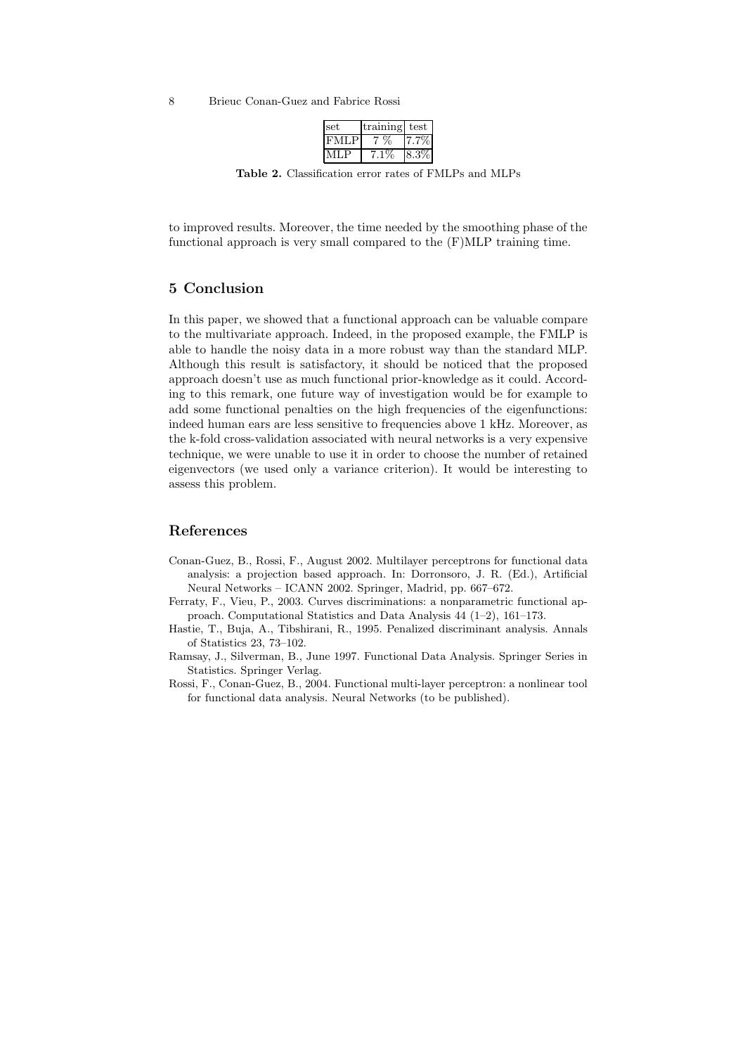| set | training | test |
|---|---|---|
| FMLP | 7 % | 7.7% |
| MLP | 7.1% | 8.3% |

**Table 2.** Classification error rates of FMLPs and MLPs

to improved results. Moreover, the time needed by the smoothing phase of the functional approach is very small compared to the (F)MLP training time.

## 5 Conclusion

In this paper, we showed that a functional approach can be valuable compare to the multivariate approach. Indeed, in the proposed example, the FMLP is able to handle the noisy data in a more robust way than the standard MLP. Although this result is satisfactory, it should be noticed that the proposed approach doesn't use as much functional prior-knowledge as it could. According to this remark, one future way of investigation would be for example to add some functional penalties on the high frequencies of the eigenfunctions: indeed human ears are less sensitive to frequencies above 1 kHz. Moreover, as the k-fold cross-validation associated with neural networks is a very expensive technique, we were unable to use it in order to choose the number of retained eigenvectors (we used only a variance criterion). It would be interesting to assess this problem.

## References

Conan-Guez, B., Rossi, F., August 2002. Multilayer perceptrons for functional data analysis: a projection based approach. In: Dorronsoro, J. R. (Ed.), Artificial Neural Networks – ICANN 2002. Springer, Madrid, pp. 667–672.

Ferraty, F., Vieu, P., 2003. Curves discriminations: a nonparametric functional approach. Computational Statistics and Data Analysis 44 (1–2), 161–173.

Hastie, T., Buja, A., Tibshirani, R., 1995. Penalized discriminant analysis. Annals of Statistics 23, 73–102.

Ramsay, J., Silverman, B., June 1997. Functional Data Analysis. Springer Series in Statistics. Springer Verlag.

Rossi, F., Conan-Guez, B., 2004. Functional multi-layer perceptron: a nonlinear tool for functional data analysis. Neural Networks (to be published).